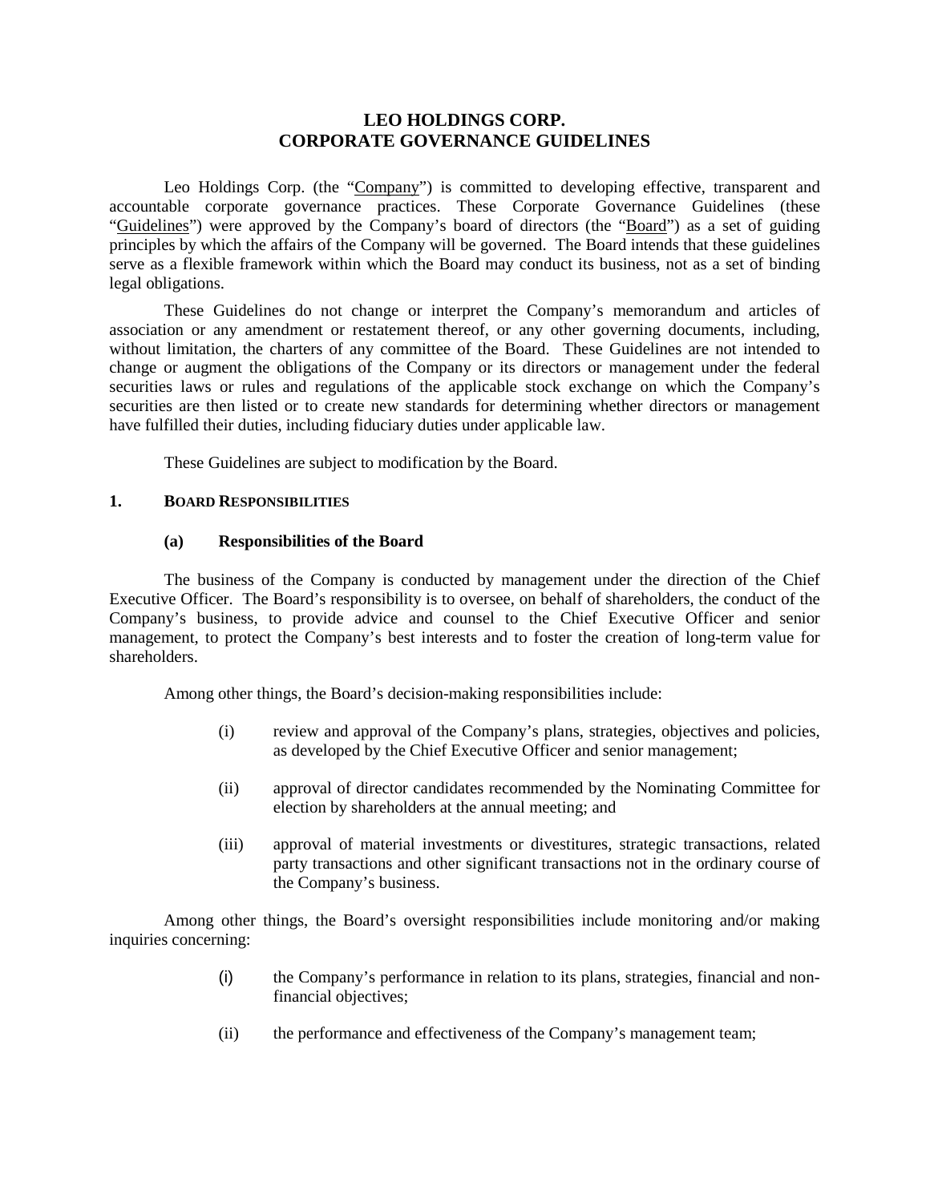# LEO HOLDINGS CORP.
# CORPORATE GOVERNANCE GUIDELINES

Leo Holdings Corp. (the "Company") is committed to developing effective, transparent and accountable corporate governance practices. These Corporate Governance Guidelines (these "Guidelines") were approved by the Company's board of directors (the "Board") as a set of guiding principles by which the affairs of the Company will be governed. The Board intends that these guidelines serve as a flexible framework within which the Board may conduct its business, not as a set of binding legal obligations.

These Guidelines do not change or interpret the Company's memorandum and articles of association or any amendment or restatement thereof, or any other governing documents, including, without limitation, the charters of any committee of the Board. These Guidelines are not intended to change or augment the obligations of the Company or its directors or management under the federal securities laws or rules and regulations of the applicable stock exchange on which the Company's securities are then listed or to create new standards for determining whether directors or management have fulfilled their duties, including fiduciary duties under applicable law.

These Guidelines are subject to modification by the Board.

## 1. BOARD RESPONSIBILITIES

### (a) Responsibilities of the Board

The business of the Company is conducted by management under the direction of the Chief Executive Officer. The Board's responsibility is to oversee, on behalf of shareholders, the conduct of the Company's business, to provide advice and counsel to the Chief Executive Officer and senior management, to protect the Company's best interests and to foster the creation of long-term value for shareholders.

Among other things, the Board's decision-making responsibilities include:

(i) review and approval of the Company's plans, strategies, objectives and policies, as developed by the Chief Executive Officer and senior management;

(ii) approval of director candidates recommended by the Nominating Committee for election by shareholders at the annual meeting; and

(iii) approval of material investments or divestitures, strategic transactions, related party transactions and other significant transactions not in the ordinary course of the Company's business.

Among other things, the Board's oversight responsibilities include monitoring and/or making inquiries concerning:

(i) the Company's performance in relation to its plans, strategies, financial and non-financial objectives;

(ii) the performance and effectiveness of the Company's management team;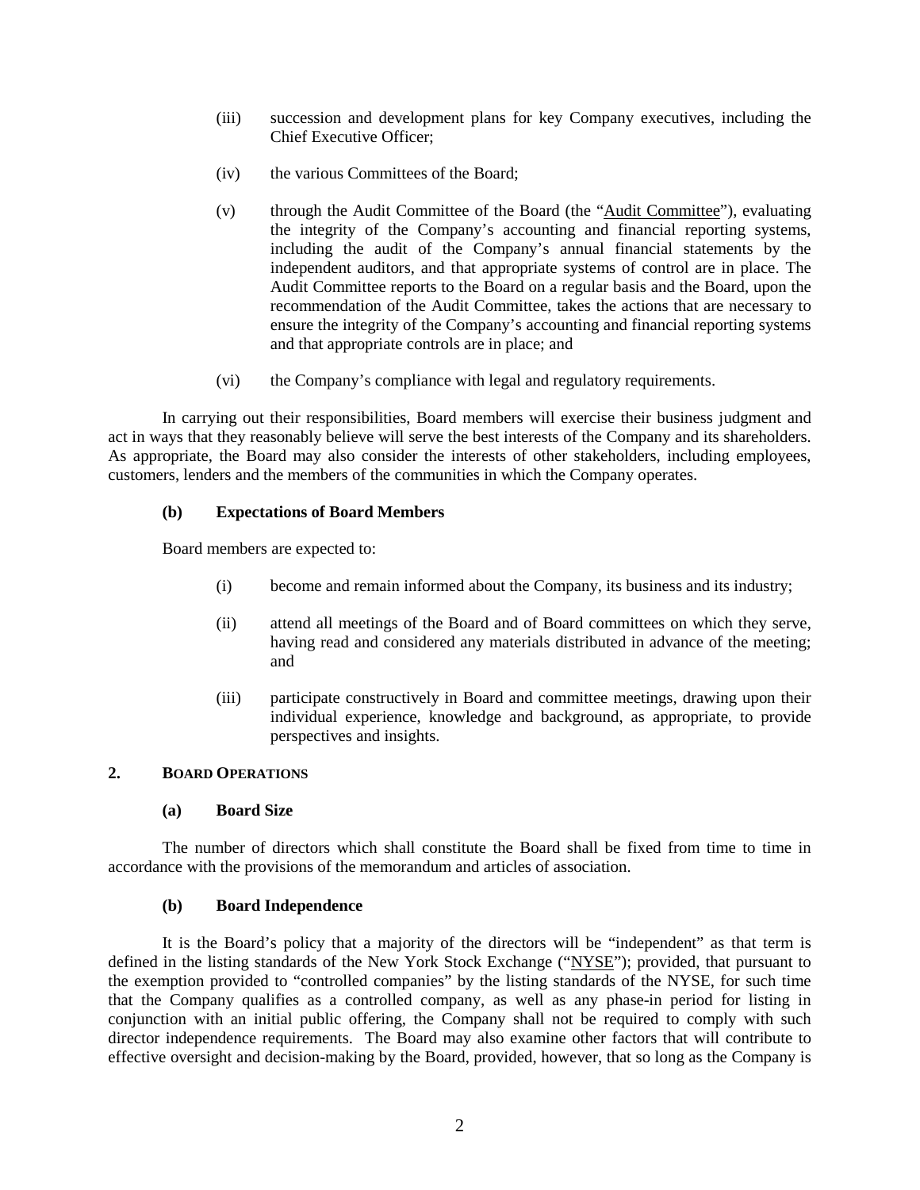(iii) succession and development plans for key Company executives, including the Chief Executive Officer;

(iv) the various Committees of the Board;

(v) through the Audit Committee of the Board (the "Audit Committee"), evaluating the integrity of the Company's accounting and financial reporting systems, including the audit of the Company's annual financial statements by the independent auditors, and that appropriate systems of control are in place. The Audit Committee reports to the Board on a regular basis and the Board, upon the recommendation of the Audit Committee, takes the actions that are necessary to ensure the integrity of the Company's accounting and financial reporting systems and that appropriate controls are in place; and

(vi) the Company's compliance with legal and regulatory requirements.

In carrying out their responsibilities, Board members will exercise their business judgment and act in ways that they reasonably believe will serve the best interests of the Company and its shareholders. As appropriate, the Board may also consider the interests of other stakeholders, including employees, customers, lenders and the members of the communities in which the Company operates.

### (b) Expectations of Board Members

Board members are expected to:

(i) become and remain informed about the Company, its business and its industry;

(ii) attend all meetings of the Board and of Board committees on which they serve, having read and considered any materials distributed in advance of the meeting; and

(iii) participate constructively in Board and committee meetings, drawing upon their individual experience, knowledge and background, as appropriate, to provide perspectives and insights.

## 2. BOARD OPERATIONS

### (a) Board Size

The number of directors which shall constitute the Board shall be fixed from time to time in accordance with the provisions of the memorandum and articles of association.

### (b) Board Independence

It is the Board's policy that a majority of the directors will be "independent" as that term is defined in the listing standards of the New York Stock Exchange ("NYSE"); provided, that pursuant to the exemption provided to "controlled companies" by the listing standards of the NYSE, for such time that the Company qualifies as a controlled company, as well as any phase-in period for listing in conjunction with an initial public offering, the Company shall not be required to comply with such director independence requirements. The Board may also examine other factors that will contribute to effective oversight and decision-making by the Board, provided, however, that so long as the Company is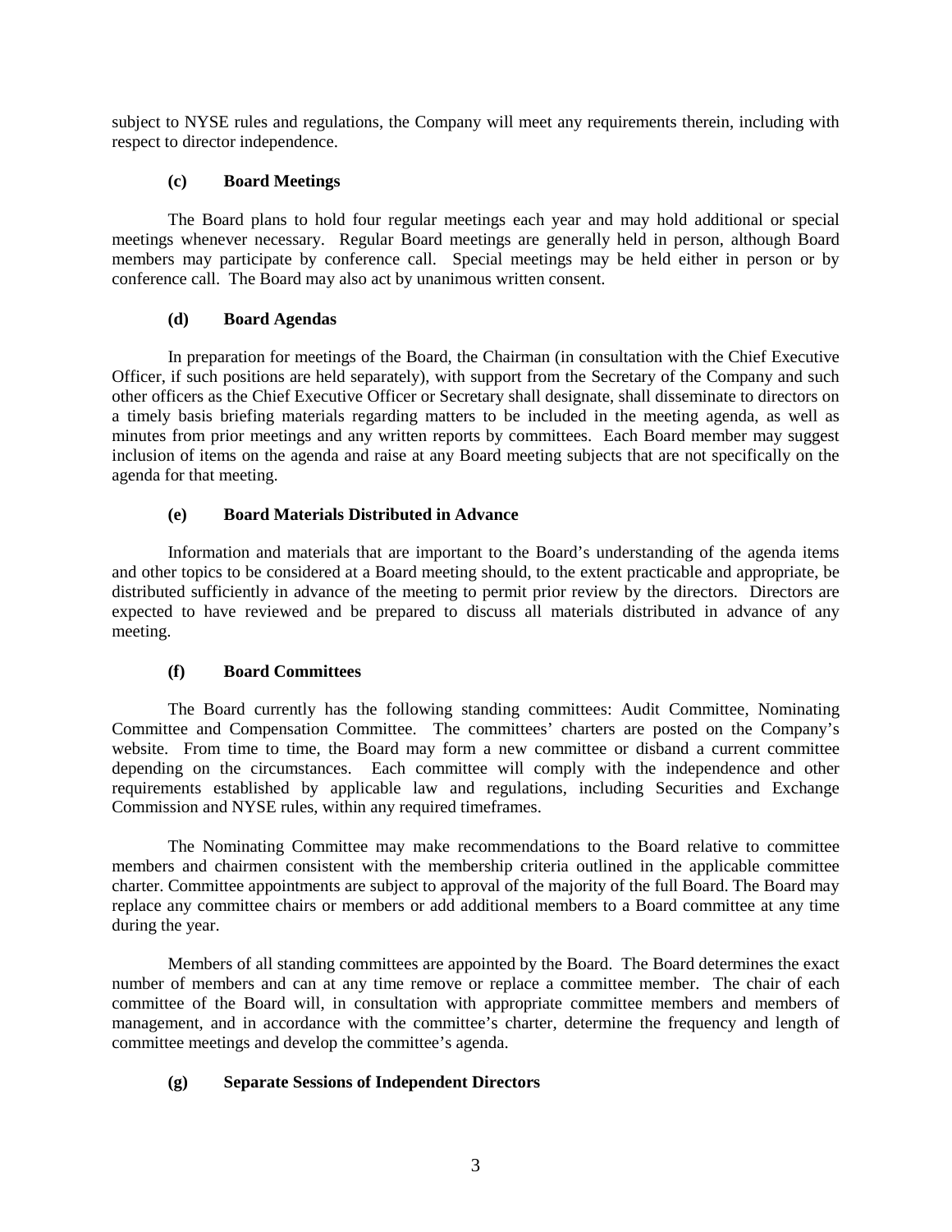subject to NYSE rules and regulations, the Company will meet any requirements therein, including with respect to director independence.

### (c) Board Meetings

The Board plans to hold four regular meetings each year and may hold additional or special meetings whenever necessary. Regular Board meetings are generally held in person, although Board members may participate by conference call. Special meetings may be held either in person or by conference call. The Board may also act by unanimous written consent.

### (d) Board Agendas

In preparation for meetings of the Board, the Chairman (in consultation with the Chief Executive Officer, if such positions are held separately), with support from the Secretary of the Company and such other officers as the Chief Executive Officer or Secretary shall designate, shall disseminate to directors on a timely basis briefing materials regarding matters to be included in the meeting agenda, as well as minutes from prior meetings and any written reports by committees. Each Board member may suggest inclusion of items on the agenda and raise at any Board meeting subjects that are not specifically on the agenda for that meeting.

### (e) Board Materials Distributed in Advance

Information and materials that are important to the Board's understanding of the agenda items and other topics to be considered at a Board meeting should, to the extent practicable and appropriate, be distributed sufficiently in advance of the meeting to permit prior review by the directors. Directors are expected to have reviewed and be prepared to discuss all materials distributed in advance of any meeting.

### (f) Board Committees

The Board currently has the following standing committees: Audit Committee, Nominating Committee and Compensation Committee. The committees' charters are posted on the Company's website. From time to time, the Board may form a new committee or disband a current committee depending on the circumstances. Each committee will comply with the independence and other requirements established by applicable law and regulations, including Securities and Exchange Commission and NYSE rules, within any required timeframes.

The Nominating Committee may make recommendations to the Board relative to committee members and chairmen consistent with the membership criteria outlined in the applicable committee charter. Committee appointments are subject to approval of the majority of the full Board. The Board may replace any committee chairs or members or add additional members to a Board committee at any time during the year.

Members of all standing committees are appointed by the Board. The Board determines the exact number of members and can at any time remove or replace a committee member. The chair of each committee of the Board will, in consultation with appropriate committee members and members of management, and in accordance with the committee's charter, determine the frequency and length of committee meetings and develop the committee's agenda.

### (g) Separate Sessions of Independent Directors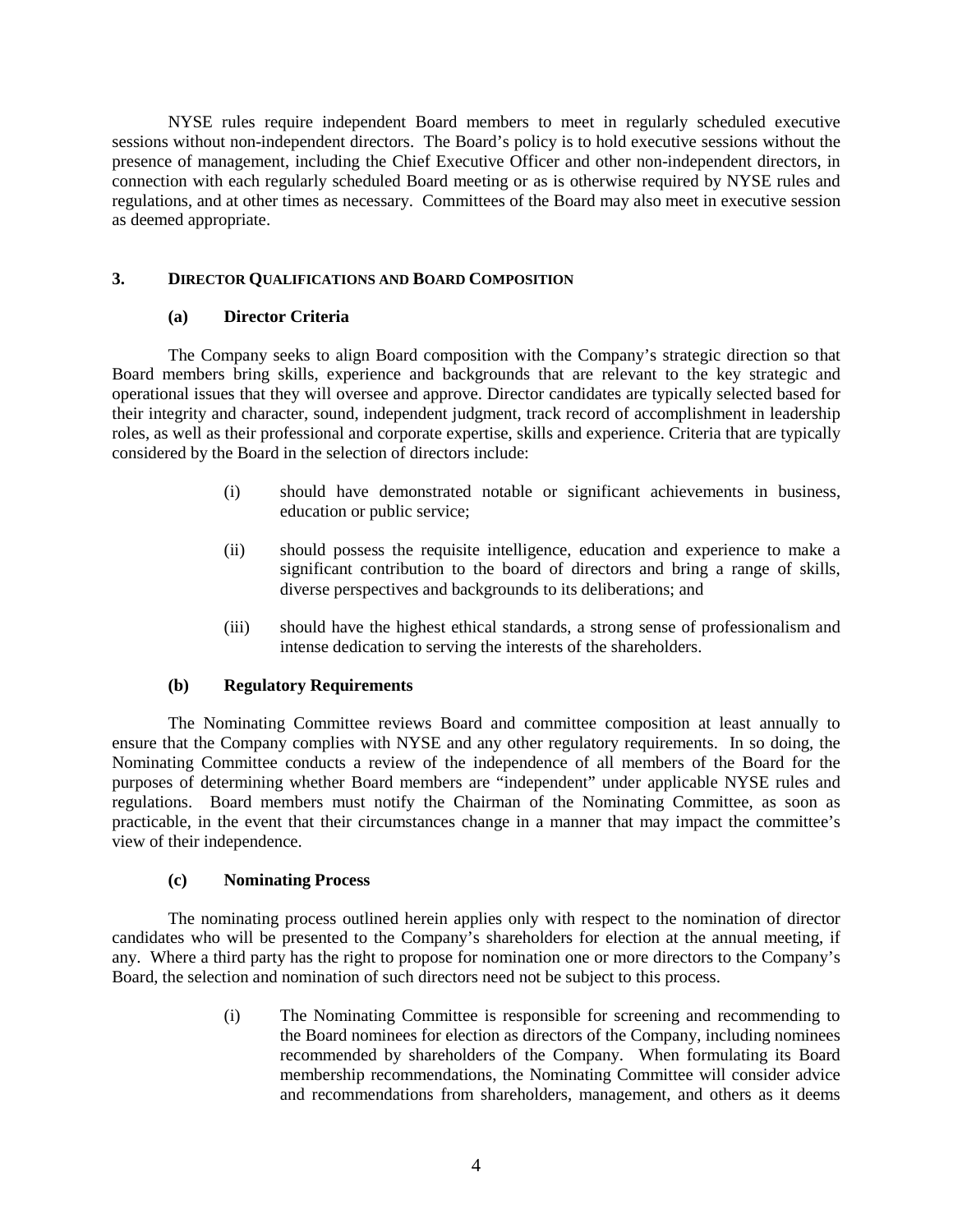NYSE rules require independent Board members to meet in regularly scheduled executive sessions without non-independent directors. The Board's policy is to hold executive sessions without the presence of management, including the Chief Executive Officer and other non-independent directors, in connection with each regularly scheduled Board meeting or as is otherwise required by NYSE rules and regulations, and at other times as necessary. Committees of the Board may also meet in executive session as deemed appropriate.

## 3. DIRECTOR QUALIFICATIONS AND BOARD COMPOSITION

### (a) Director Criteria

The Company seeks to align Board composition with the Company's strategic direction so that Board members bring skills, experience and backgrounds that are relevant to the key strategic and operational issues that they will oversee and approve. Director candidates are typically selected based for their integrity and character, sound, independent judgment, track record of accomplishment in leadership roles, as well as their professional and corporate expertise, skills and experience. Criteria that are typically considered by the Board in the selection of directors include:

(i) should have demonstrated notable or significant achievements in business, education or public service;

(ii) should possess the requisite intelligence, education and experience to make a significant contribution to the board of directors and bring a range of skills, diverse perspectives and backgrounds to its deliberations; and

(iii) should have the highest ethical standards, a strong sense of professionalism and intense dedication to serving the interests of the shareholders.

### (b) Regulatory Requirements

The Nominating Committee reviews Board and committee composition at least annually to ensure that the Company complies with NYSE and any other regulatory requirements. In so doing, the Nominating Committee conducts a review of the independence of all members of the Board for the purposes of determining whether Board members are "independent" under applicable NYSE rules and regulations. Board members must notify the Chairman of the Nominating Committee, as soon as practicable, in the event that their circumstances change in a manner that may impact the committee's view of their independence.

### (c) Nominating Process

The nominating process outlined herein applies only with respect to the nomination of director candidates who will be presented to the Company's shareholders for election at the annual meeting, if any. Where a third party has the right to propose for nomination one or more directors to the Company's Board, the selection and nomination of such directors need not be subject to this process.

(i) The Nominating Committee is responsible for screening and recommending to the Board nominees for election as directors of the Company, including nominees recommended by shareholders of the Company. When formulating its Board membership recommendations, the Nominating Committee will consider advice and recommendations from shareholders, management, and others as it deems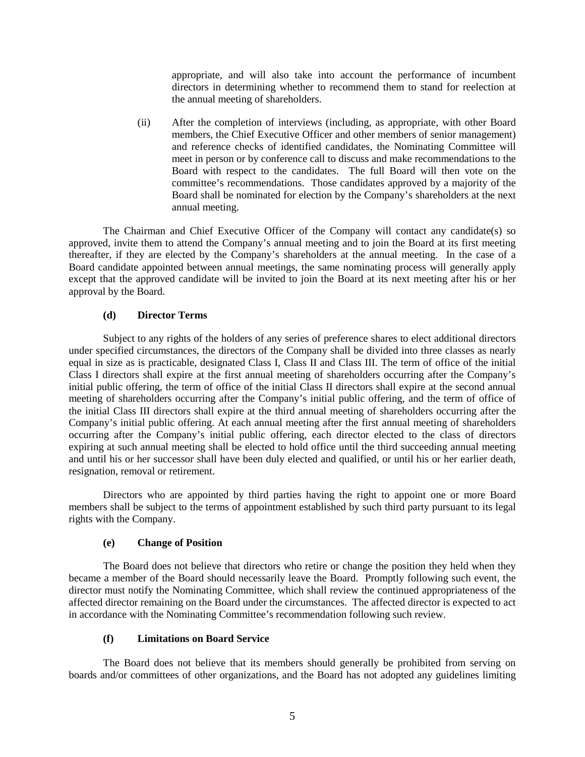appropriate, and will also take into account the performance of incumbent directors in determining whether to recommend them to stand for reelection at the annual meeting of shareholders.

(ii) After the completion of interviews (including, as appropriate, with other Board members, the Chief Executive Officer and other members of senior management) and reference checks of identified candidates, the Nominating Committee will meet in person or by conference call to discuss and make recommendations to the Board with respect to the candidates. The full Board will then vote on the committee's recommendations. Those candidates approved by a majority of the Board shall be nominated for election by the Company's shareholders at the next annual meeting.

The Chairman and Chief Executive Officer of the Company will contact any candidate(s) so approved, invite them to attend the Company's annual meeting and to join the Board at its first meeting thereafter, if they are elected by the Company's shareholders at the annual meeting. In the case of a Board candidate appointed between annual meetings, the same nominating process will generally apply except that the approved candidate will be invited to join the Board at its next meeting after his or her approval by the Board.

#### (d) Director Terms

Subject to any rights of the holders of any series of preference shares to elect additional directors under specified circumstances, the directors of the Company shall be divided into three classes as nearly equal in size as is practicable, designated Class I, Class II and Class III. The term of office of the initial Class I directors shall expire at the first annual meeting of shareholders occurring after the Company's initial public offering, the term of office of the initial Class II directors shall expire at the second annual meeting of shareholders occurring after the Company's initial public offering, and the term of office of the initial Class III directors shall expire at the third annual meeting of shareholders occurring after the Company's initial public offering. At each annual meeting after the first annual meeting of shareholders occurring after the Company's initial public offering, each director elected to the class of directors expiring at such annual meeting shall be elected to hold office until the third succeeding annual meeting and until his or her successor shall have been duly elected and qualified, or until his or her earlier death, resignation, removal or retirement.

Directors who are appointed by third parties having the right to appoint one or more Board members shall be subject to the terms of appointment established by such third party pursuant to its legal rights with the Company.

#### (e) Change of Position

The Board does not believe that directors who retire or change the position they held when they became a member of the Board should necessarily leave the Board. Promptly following such event, the director must notify the Nominating Committee, which shall review the continued appropriateness of the affected director remaining on the Board under the circumstances. The affected director is expected to act in accordance with the Nominating Committee's recommendation following such review.

#### (f) Limitations on Board Service

The Board does not believe that its members should generally be prohibited from serving on boards and/or committees of other organizations, and the Board has not adopted any guidelines limiting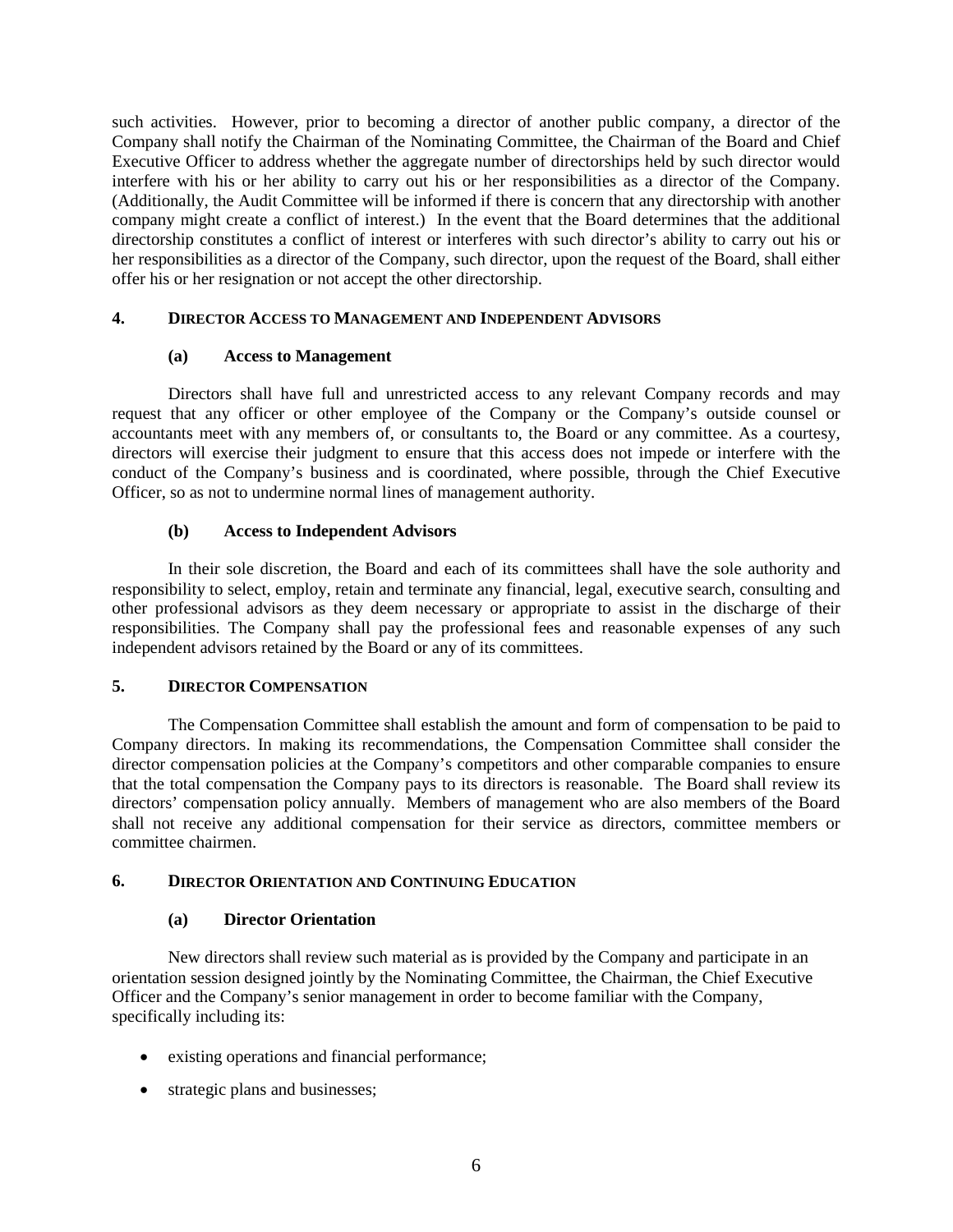such activities. However, prior to becoming a director of another public company, a director of the Company shall notify the Chairman of the Nominating Committee, the Chairman of the Board and Chief Executive Officer to address whether the aggregate number of directorships held by such director would interfere with his or her ability to carry out his or her responsibilities as a director of the Company. (Additionally, the Audit Committee will be informed if there is concern that any directorship with another company might create a conflict of interest.) In the event that the Board determines that the additional directorship constitutes a conflict of interest or interferes with such director's ability to carry out his or her responsibilities as a director of the Company, such director, upon the request of the Board, shall either offer his or her resignation or not accept the other directorship.

## 4. DIRECTOR ACCESS TO MANAGEMENT AND INDEPENDENT ADVISORS

### (a) Access to Management

Directors shall have full and unrestricted access to any relevant Company records and may request that any officer or other employee of the Company or the Company's outside counsel or accountants meet with any members of, or consultants to, the Board or any committee. As a courtesy, directors will exercise their judgment to ensure that this access does not impede or interfere with the conduct of the Company's business and is coordinated, where possible, through the Chief Executive Officer, so as not to undermine normal lines of management authority.

### (b) Access to Independent Advisors

In their sole discretion, the Board and each of its committees shall have the sole authority and responsibility to select, employ, retain and terminate any financial, legal, executive search, consulting and other professional advisors as they deem necessary or appropriate to assist in the discharge of their responsibilities. The Company shall pay the professional fees and reasonable expenses of any such independent advisors retained by the Board or any of its committees.

## 5. DIRECTOR COMPENSATION

The Compensation Committee shall establish the amount and form of compensation to be paid to Company directors. In making its recommendations, the Compensation Committee shall consider the director compensation policies at the Company's competitors and other comparable companies to ensure that the total compensation the Company pays to its directors is reasonable. The Board shall review its directors' compensation policy annually. Members of management who are also members of the Board shall not receive any additional compensation for their service as directors, committee members or committee chairmen.

## 6. DIRECTOR ORIENTATION AND CONTINUING EDUCATION

### (a) Director Orientation

New directors shall review such material as is provided by the Company and participate in an orientation session designed jointly by the Nominating Committee, the Chairman, the Chief Executive Officer and the Company's senior management in order to become familiar with the Company, specifically including its:

- existing operations and financial performance;
- strategic plans and businesses;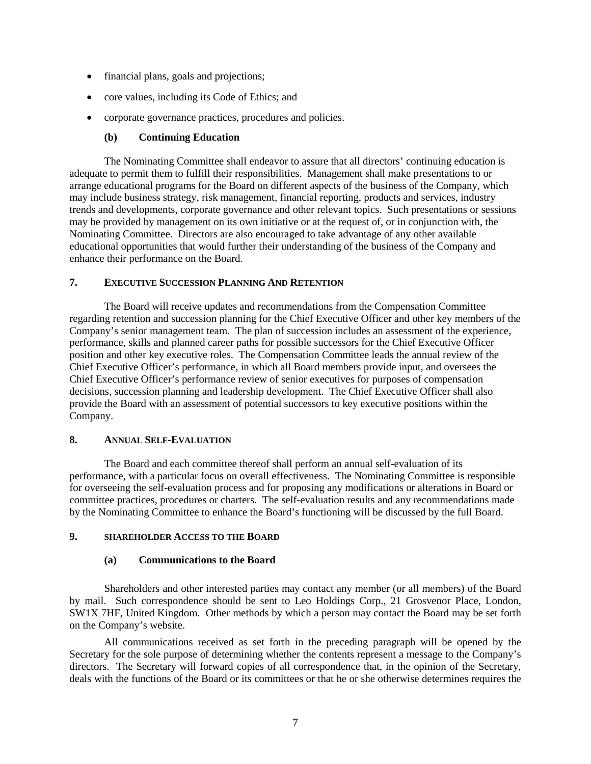- financial plans, goals and projections;
- core values, including its Code of Ethics; and
- corporate governance practices, procedures and policies.

### (b) Continuing Education

The Nominating Committee shall endeavor to assure that all directors' continuing education is adequate to permit them to fulfill their responsibilities. Management shall make presentations to or arrange educational programs for the Board on different aspects of the business of the Company, which may include business strategy, risk management, financial reporting, products and services, industry trends and developments, corporate governance and other relevant topics. Such presentations or sessions may be provided by management on its own initiative or at the request of, or in conjunction with, the Nominating Committee. Directors are also encouraged to take advantage of any other available educational opportunities that would further their understanding of the business of the Company and enhance their performance on the Board.

## 7. EXECUTIVE SUCCESSION PLANNING AND RETENTION

The Board will receive updates and recommendations from the Compensation Committee regarding retention and succession planning for the Chief Executive Officer and other key members of the Company's senior management team. The plan of succession includes an assessment of the experience, performance, skills and planned career paths for possible successors for the Chief Executive Officer position and other key executive roles. The Compensation Committee leads the annual review of the Chief Executive Officer's performance, in which all Board members provide input, and oversees the Chief Executive Officer's performance review of senior executives for purposes of compensation decisions, succession planning and leadership development. The Chief Executive Officer shall also provide the Board with an assessment of potential successors to key executive positions within the Company.

## 8. ANNUAL SELF-EVALUATION

The Board and each committee thereof shall perform an annual self-evaluation of its performance, with a particular focus on overall effectiveness. The Nominating Committee is responsible for overseeing the self-evaluation process and for proposing any modifications or alterations in Board or committee practices, procedures or charters. The self-evaluation results and any recommendations made by the Nominating Committee to enhance the Board's functioning will be discussed by the full Board.

## 9. SHAREHOLDER ACCESS TO THE BOARD

### (a) Communications to the Board

Shareholders and other interested parties may contact any member (or all members) of the Board by mail. Such correspondence should be sent to Leo Holdings Corp., 21 Grosvenor Place, London, SW1X 7HF, United Kingdom. Other methods by which a person may contact the Board may be set forth on the Company's website.

All communications received as set forth in the preceding paragraph will be opened by the Secretary for the sole purpose of determining whether the contents represent a message to the Company's directors. The Secretary will forward copies of all correspondence that, in the opinion of the Secretary, deals with the functions of the Board or its committees or that he or she otherwise determines requires the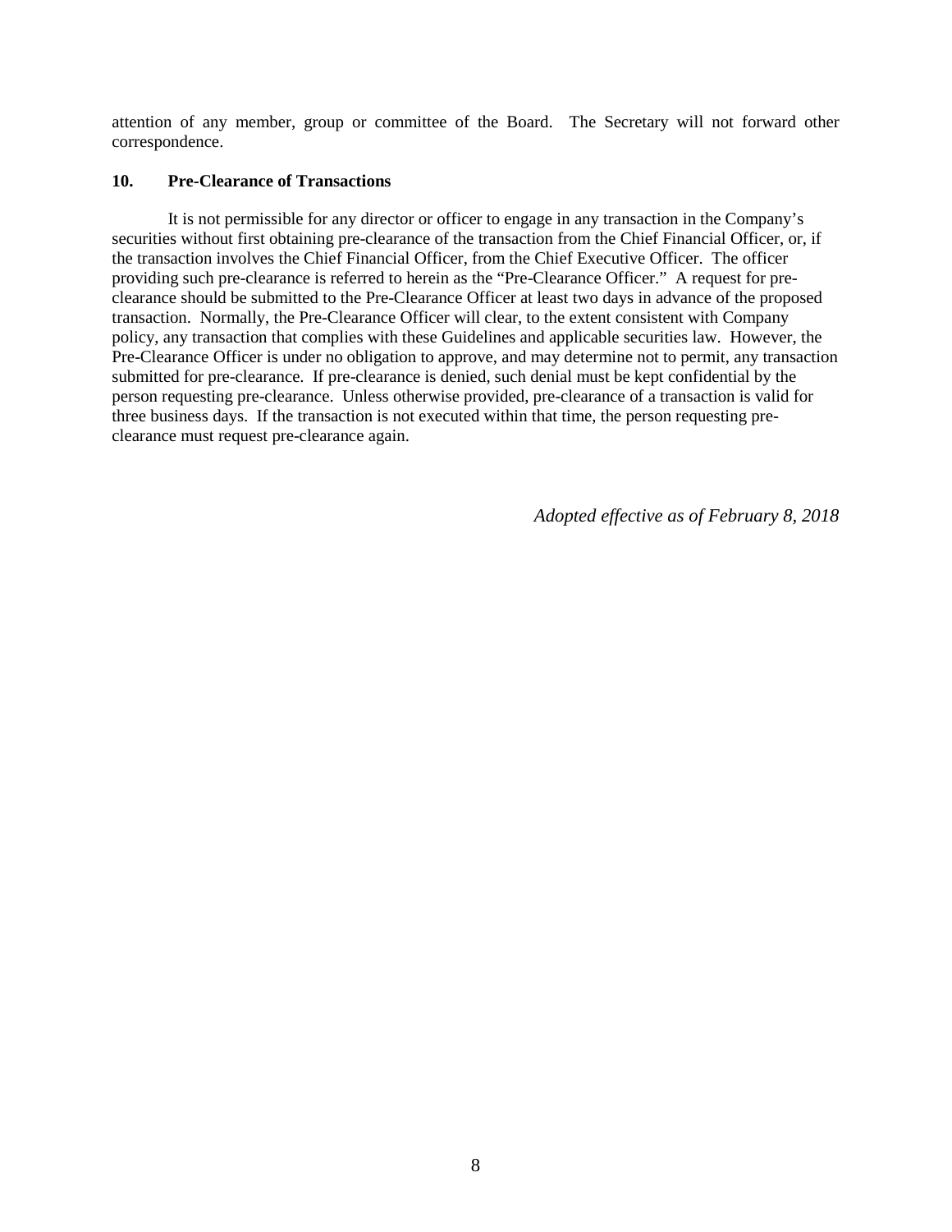attention of any member, group or committee of the Board. The Secretary will not forward other correspondence.

**10. Pre-Clearance of Transactions**

It is not permissible for any director or officer to engage in any transaction in the Company's securities without first obtaining pre-clearance of the transaction from the Chief Financial Officer, or, if the transaction involves the Chief Financial Officer, from the Chief Executive Officer. The officer providing such pre-clearance is referred to herein as the "Pre-Clearance Officer." A request for pre-clearance should be submitted to the Pre-Clearance Officer at least two days in advance of the proposed transaction. Normally, the Pre-Clearance Officer will clear, to the extent consistent with Company policy, any transaction that complies with these Guidelines and applicable securities law. However, the Pre-Clearance Officer is under no obligation to approve, and may determine not to permit, any transaction submitted for pre-clearance. If pre-clearance is denied, such denial must be kept confidential by the person requesting pre-clearance. Unless otherwise provided, pre-clearance of a transaction is valid for three business days. If the transaction is not executed within that time, the person requesting pre-clearance must request pre-clearance again.

*Adopted effective as of February 8, 2018*